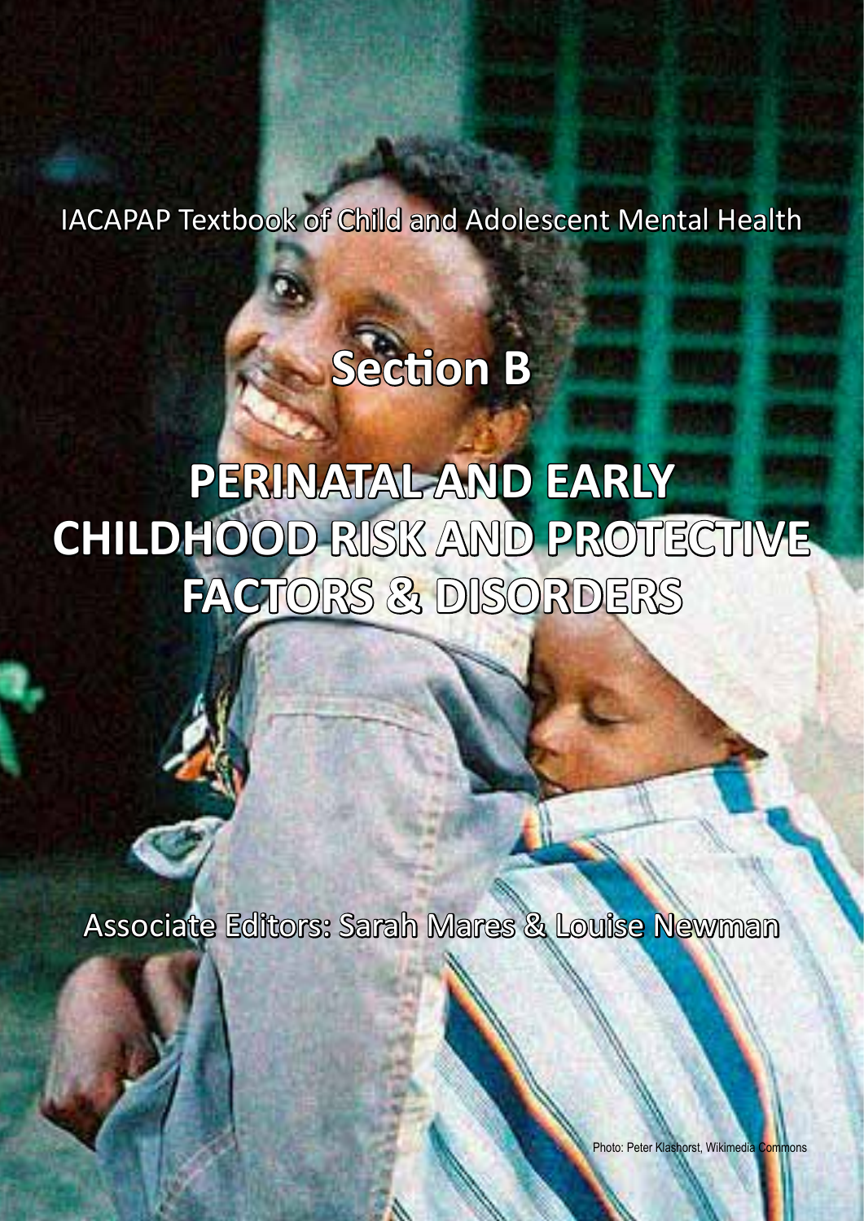IACAPAP Textbook of Child and Adolescent Mental Health

# Section B

# PERINATAL AND EARLY CHILDHOOD RISK AND PROTECTIVE FACTORS & DISORDERS

Associate Editors: Sarah Mares & Louise Newman

Photo: Peter Klashorst, Wikimedia Commons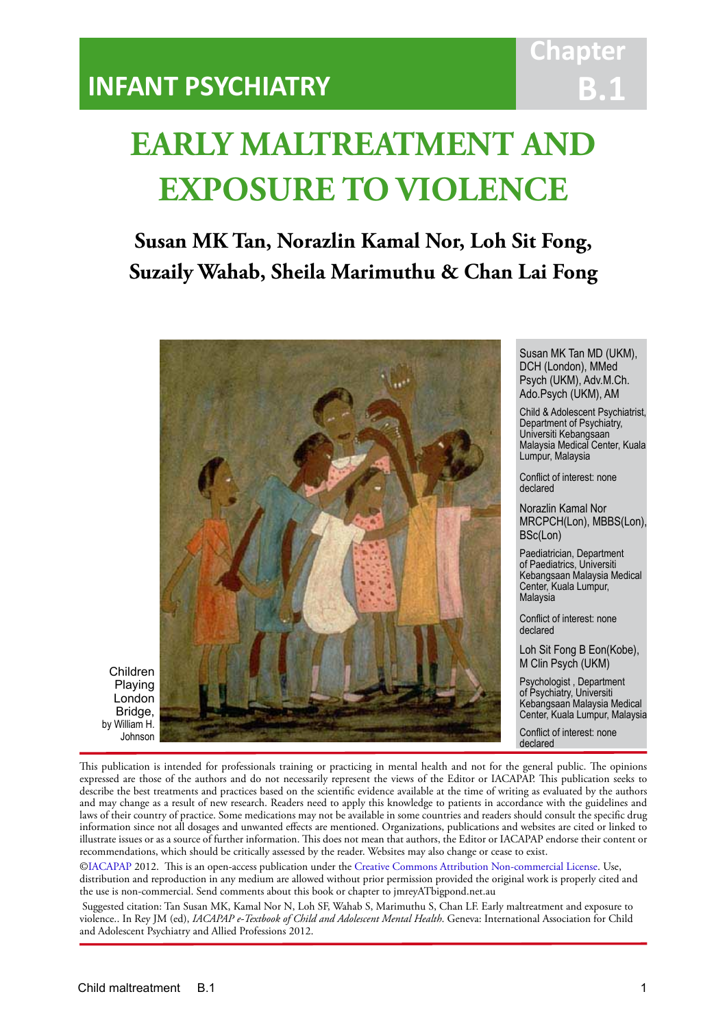# INFANT PSYCHIATRY

Chapter B.1

# EARLY MALTREATMENT AND EXPOSURE TO VIOLENCE

## Susan MK Tan, Norazlin Kamal Nor, Loh Sit Fong, Suzaily Wahab, Sheila Marimuthu & Chan Lai Fong

Children Playing London Bridge, by William H. Johnson

Susan MK Tan MD (UKM), DCH (London), MMed Psych (UKM), Adv.M.Ch. Ado.Psych (UKM), AM

Child & Adolescent Psychiatrist, Department of Psychiatry, Universiti Kebangsaan Malaysia Medical Center, Kuala Lumpur, Malaysia

Conflict of interest: none declared

Norazlin Kamal Nor MRCPCH(Lon), MBBS(Lon), BSc(Lon)

Paediatrician, Department of Paediatrics, Universiti Kebangsaan Malaysia Medical Center, Kuala Lumpur, Malaysia

Conflict of interest: none declared

Loh Sit Fong B Eon(Kobe), M Clin Psych (UKM)

Psychologist , Department of Psychiatry, Universiti Kebangsaan Malaysia Medical Center, Kuala Lumpur, Malaysia

Conflict of interest: none declared

This publication is intended for professionals training or practicing in mental health and not for the general public. The opinions expressed are those of the authors and do not necessarily represent the views of the Editor or IACAPAP. This publication seeks to describe the best treatments and practices based on the scientific evidence available at the time of writing as evaluated by the authors and may change as a result of new research. Readers need to apply this knowledge to patients in accordance with the guidelines and laws of their country of practice. Some medications may not be available in some countries and readers should consult the specific drug information since not all dosages and unwanted effects are mentioned. Organizations, publications and websites are cited or linked to illustrate issues or as a source of further information. This does not mean that authors, the Editor or IACAPAP endorse their content or recommendations, which should be critically assessed by the reader. Websites may also change or cease to exist.

©IACAPAP 2012. This is an open-access publication under the Creative Commons Attribution Non-commercial License. Use, distribution and reproduction in any medium are allowed without prior permission provided the original work is properly cited and the use is non-commercial. Send comments about this book or chapter to jmreyATbigpond.net.au

Suggested citation: Tan Susan MK, Kamal Nor N, Loh SF, Wahab S, Marimuthu S, Chan LF. Early maltreatment and exposure to violence.. In Rey JM (ed), *IACAPAP e-Textbook of Child and Adolescent Mental Health*. Geneva: International Association for Child and Adolescent Psychiatry and Allied Professions 2012.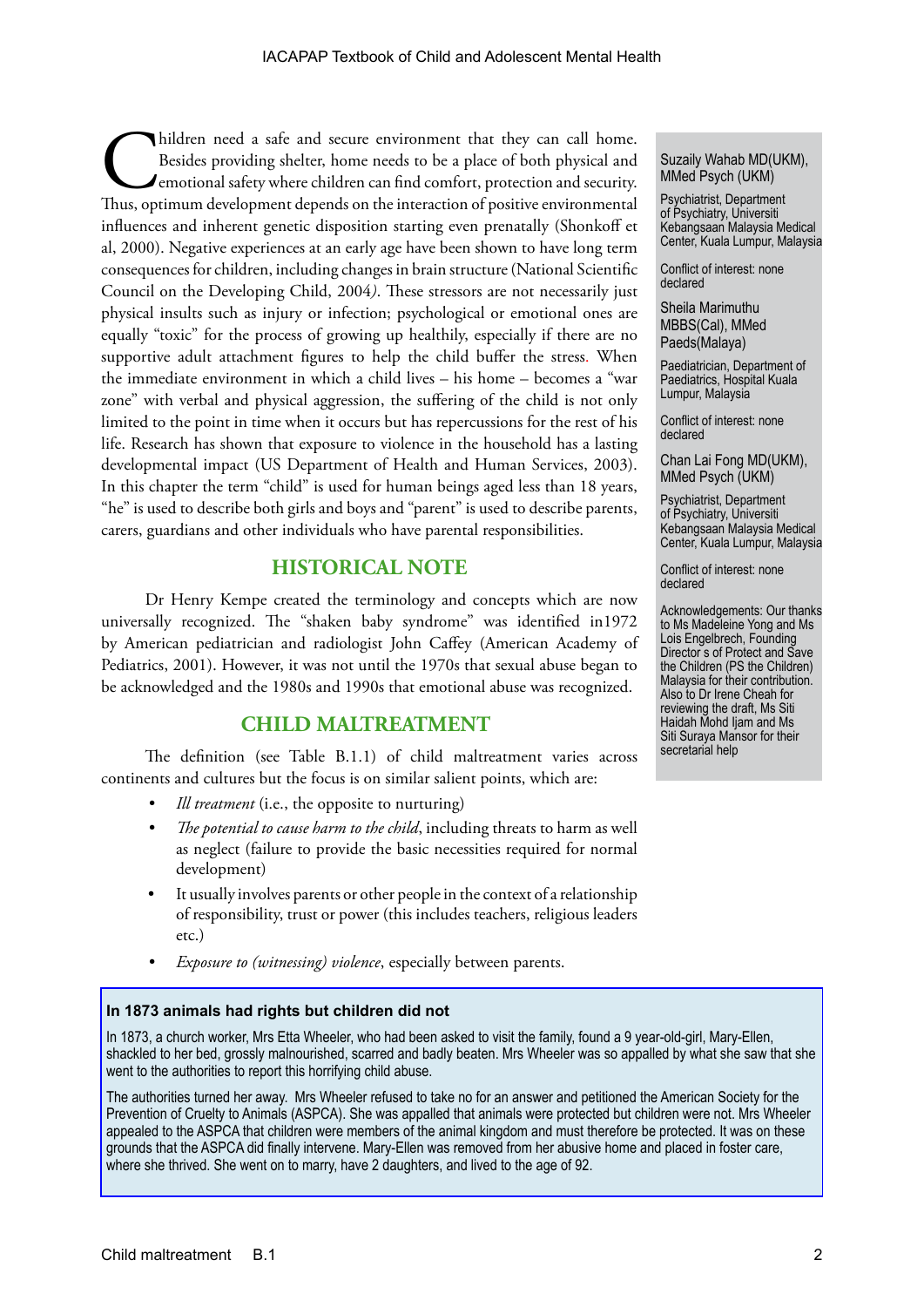Children need a safe and secure environment that they can call home. Besides providing shelter, home needs to be a place of both physical and emotional safety where children can find comfort, protection and security. Thus, optimum development depends on the interaction of positive environmental influences and inherent genetic disposition starting even prenatally (Shonkoff et al, 2000). Negative experiences at an early age have been shown to have long term consequences for children, including changes in brain structure (National Scientific Council on the Developing Child, 2004*)*. These stressors are not necessarily just physical insults such as injury or infection; psychological or emotional ones are equally "toxic" for the process of growing up healthily, especially if there are no supportive adult attachment figures to help the child buffer the stress. When the immediate environment in which a child lives – his home – becomes a "war zone" with verbal and physical aggression, the suffering of the child is not only limited to the point in time when it occurs but has repercussions for the rest of his life. Research has shown that exposure to violence in the household has a lasting developmental impact (US Department of Health and Human Services, 2003). In this chapter the term "child" is used for human beings aged less than 18 years, "he" is used to describe both girls and boys and "parent" is used to describe parents, carers, guardians and other individuals who have parental responsibilities.

Suzaily Wahab MD(UKM), MMed Psych (UKM)

Psychiatrist, Department of Psychiatry, Universiti Kebangsaan Malaysia Medical Center, Kuala Lumpur, Malaysia

Conflict of interest: none declared

Sheila Marimuthu MBBS(Cal), MMed Paeds(Malaya)

Paediatrician, Department of Paediatrics, Hospital Kuala Lumpur, Malaysia

Conflict of interest: none declared

Chan Lai Fong MD(UKM), MMed Psych (UKM)

Psychiatrist, Department of Psychiatry, Universiti Kebangsaan Malaysia Medical Center, Kuala Lumpur, Malaysia

Conflict of interest: none declared

Acknowledgements: Our thanks to Ms Madeleine Yong and Ms Lois Engelbrech, Founding Director s of Protect and Save the Children (PS the Children) Malaysia for their contribution. Also to Dr Irene Cheah for reviewing the draft, Ms Siti Haidah Mohd Ijam and Ms Siti Suraya Mansor for their secretarial help

## HISTORICAL NOTE

Dr Henry Kempe created the terminology and concepts which are now universally recognized. The "shaken baby syndrome" was identified in1972 by American pediatrician and radiologist John Caffey (American Academy of Pediatrics, 2001). However, it was not until the 1970s that sexual abuse began to be acknowledged and the 1980s and 1990s that emotional abuse was recognized.

## CHILD MALTREATMENT

The definition (see Table B.1.1) of child maltreatment varies across continents and cultures but the focus is on similar salient points, which are:

- *Ill treatment* (i.e., the opposite to nurturing)
- *The potential to cause harm to the child*, including threats to harm as well as neglect (failure to provide the basic necessities required for normal development)
- It usually involves parents or other people in the context of a relationship of responsibility, trust or power (this includes teachers, religious leaders etc.)
- *Exposure to (witnessing) violence*, especially between parents.

**In 1873 animals had rights but children did not**

In 1873, a church worker, Mrs Etta Wheeler, who had been asked to visit the family, found a 9 year-old-girl, Mary-Ellen, shackled to her bed, grossly malnourished, scarred and badly beaten. Mrs Wheeler was so appalled by what she saw that she went to the authorities to report this horrifying child abuse.

The authorities turned her away. Mrs Wheeler refused to take no for an answer and petitioned the American Society for the Prevention of Cruelty to Animals (ASPCA). She was appalled that animals were protected but children were not. Mrs Wheeler appealed to the ASPCA that children were members of the animal kingdom and must therefore be protected. It was on these grounds that the ASPCA did finally intervene. Mary-Ellen was removed from her abusive home and placed in foster care, where she thrived. She went on to marry, have 2 daughters, and lived to the age of 92.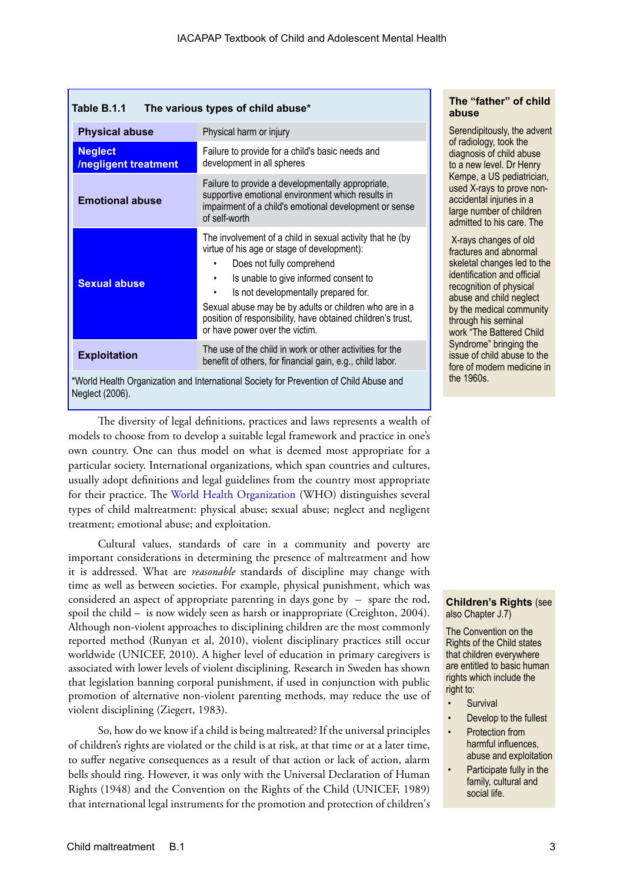**Table B.1.1 The various types of child abuse***

| Type | Description |
|---|---|
| **Physical abuse** | Physical harm or injury |
| **Neglect /negligent treatment** | Failure to provide for a child's basic needs and development in all spheres |
| **Emotional abuse** | Failure to provide a developmentally appropriate, supportive emotional environment which results in impairment of a child's emotional development or sense of self-worth |
| **Sexual abuse** | The involvement of a child in sexual activity that he (by virtue of his age or stage of development): • Does not fully comprehend • Is unable to give informed consent to • Is not developmentally prepared for. Sexual abuse may be by adults or children who are in a position of responsibility, have obtained children's trust, or have power over the victim. |
| **Exploitation** | The use of the child in work or other activities for the benefit of others, for financial gain, e.g., child labor. |

*World Health Organization and International Society for Prevention of Child Abuse and Neglect (2006).

The diversity of legal definitions, practices and laws represents a wealth of models to choose from to develop a suitable legal framework and practice in one's own country. One can thus model on what is deemed most appropriate for a particular society. International organizations, which span countries and cultures, usually adopt definitions and legal guidelines from the country most appropriate for their practice. The World Health Organization (WHO) distinguishes several types of child maltreatment: physical abuse; sexual abuse; neglect and negligent treatment; emotional abuse; and exploitation.

Cultural values, standards of care in a community and poverty are important considerations in determining the presence of maltreatment and how it is addressed. What are *reasonable* standards of discipline may change with time as well as between societies. For example, physical punishment, which was considered an aspect of appropriate parenting in days gone by – spare the rod, spoil the child – is now widely seen as harsh or inappropriate (Creighton, 2004). Although non-violent approaches to disciplining children are the most commonly reported method (Runyan et al, 2010), violent disciplinary practices still occur worldwide (UNICEF, 2010). A higher level of education in primary caregivers is associated with lower levels of violent disciplining. Research in Sweden has shown that legislation banning corporal punishment, if used in conjunction with public promotion of alternative non-violent parenting methods, may reduce the use of violent disciplining (Ziegert, 1983).

So, how do we know if a child is being maltreated? If the universal principles of children's rights are violated or the child is at risk, at that time or at a later time, to suffer negative consequences as a result of that action or lack of action, alarm bells should ring. However, it was only with the Universal Declaration of Human Rights (1948) and the Convention on the Rights of the Child (UNICEF, 1989) that international legal instruments for the promotion and protection of children's

**The "father" of child abuse**

Serendipitously, the advent of radiology, took the diagnosis of child abuse to a new level. Dr Henry Kempe, a US pediatrician, used X-rays to prove non-accidental injuries in a large number of children admitted to his care. The X-rays changes of old fractures and abnormal skeletal changes led to the identification and official recognition of physical abuse and child neglect by the medical community through his seminal work "The Battered Child Syndrome" bringing the issue of child abuse to the fore of modern medicine in the 1960s.

**Children's Rights** (see also Chapter J.7)

The Convention on the Rights of the Child states that children everywhere are entitled to basic human rights which include the right to:

- Survival
- Develop to the fullest
- Protection from harmful influences, abuse and exploitation
- Participate fully in the family, cultural and social life.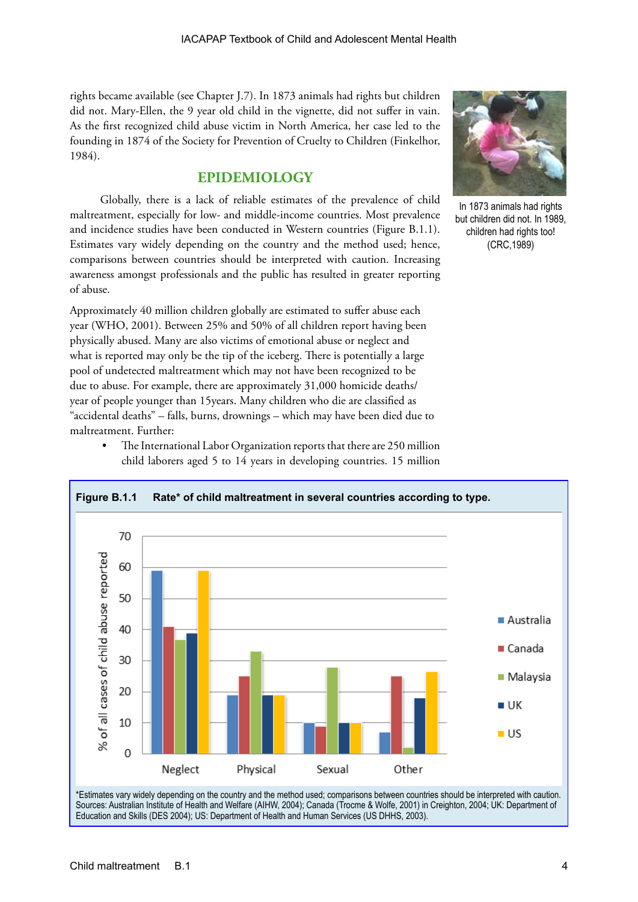rights became available (see Chapter J.7). In 1873 animals had rights but children did not. Mary-Ellen, the 9 year old child in the vignette, did not suffer in vain. As the first recognized child abuse victim in North America, her case led to the founding in 1874 of the Society for Prevention of Cruelty to Children (Finkelhor, 1984).

In 1873 animals had rights but children did not. In 1989, children had rights too! (CRC,1989)

## EPIDEMIOLOGY

Globally, there is a lack of reliable estimates of the prevalence of child maltreatment, especially for low- and middle-income countries. Most prevalence and incidence studies have been conducted in Western countries (Figure B.1.1). Estimates vary widely depending on the country and the method used; hence, comparisons between countries should be interpreted with caution. Increasing awareness amongst professionals and the public has resulted in greater reporting of abuse.

Approximately 40 million children globally are estimated to suffer abuse each year (WHO, 2001). Between 25% and 50% of all children report having been physically abused. Many are also victims of emotional abuse or neglect and what is reported may only be the tip of the iceberg. There is potentially a large pool of undetected maltreatment which may not have been recognized to be due to abuse. For example, there are approximately 31,000 homicide deaths/year of people younger than 15years. Many children who die are classified as "accidental deaths" – falls, burns, drownings – which may have been died due to maltreatment. Further:

- The International Labor Organization reports that there are 250 million child laborers aged 5 to 14 years in developing countries. 15 million

**Figure B.1.1 Rate\* of child maltreatment in several countries according to type.**

| % of all cases of child abuse reported | Australia | Canada | Malaysia | UK | US |
|---|---|---|---|---|---|
| Neglect | 59 | 41 | 37 | 39 | 59 |
| Physical | 19 | 25 | 33 | 19 | 19 |
| Sexual | 10 | 9 | 28 | 10 | 10 |
| Other | 7 | 25 | 2 | 18 | 26.5 |

\*Estimates vary widely depending on the country and the method used; comparisons between countries should be interpreted with caution. Sources: Australian Institute of Health and Welfare (AIHW, 2004); Canada (Trocme & Wolfe, 2001) in Creighton, 2004; UK: Department of Education and Skills (DES 2004); US: Department of Health and Human Services (US DHHS, 2003).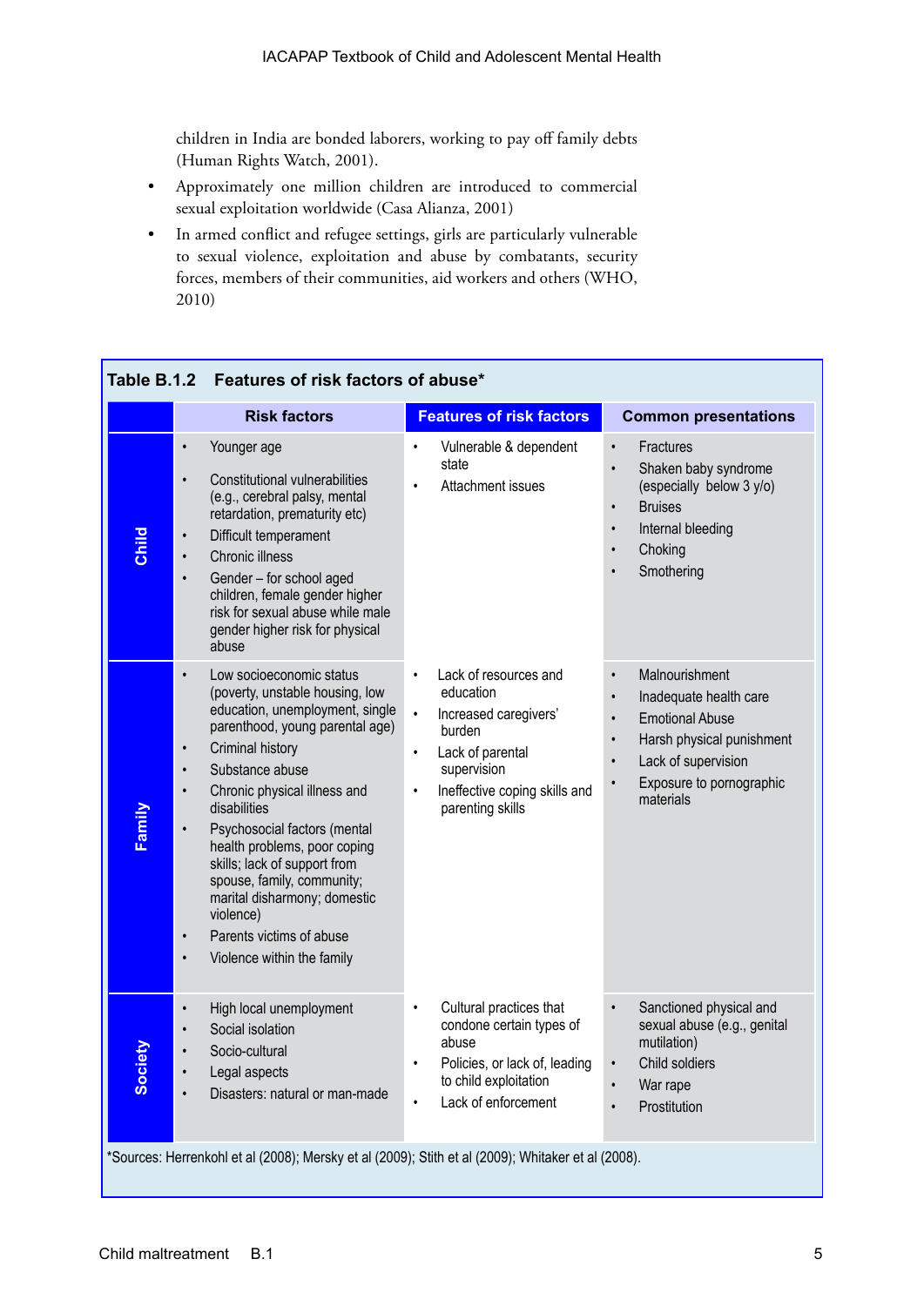children in India are bonded laborers, working to pay off family debts (Human Rights Watch, 2001).

- Approximately one million children are introduced to commercial sexual exploitation worldwide (Casa Alianza, 2001)
- In armed conflict and refugee settings, girls are particularly vulnerable to sexual violence, exploitation and abuse by combatants, security forces, members of their communities, aid workers and others (WHO, 2010)

**Table B.1.2 Features of risk factors of abuse***

| | Risk factors | Features of risk factors | Common presentations |
|---|---|---|---|
| **Child** | • Younger age<br>• Constitutional vulnerabilities (e.g., cerebral palsy, mental retardation, prematurity etc)<br>• Difficult temperament<br>• Chronic illness<br>• Gender – for school aged children, female gender higher risk for sexual abuse while male gender higher risk for physical abuse | • Vulnerable & dependent state<br>• Attachment issues | • Fractures<br>• Shaken baby syndrome (especially below 3 y/o)<br>• Bruises<br>• Internal bleeding<br>• Choking<br>• Smothering |
| **Family** | • Low socioeconomic status (poverty, unstable housing, low education, unemployment, single parenthood, young parental age)<br>• Criminal history<br>• Substance abuse<br>• Chronic physical illness and disabilities<br>• Psychosocial factors (mental health problems, poor coping skills; lack of support from spouse, family, community; marital disharmony; domestic violence)<br>• Parents victims of abuse<br>• Violence within the family | • Lack of resources and education<br>• Increased caregivers' burden<br>• Lack of parental supervision<br>• Ineffective coping skills and parenting skills | • Malnourishment<br>• Inadequate health care<br>• Emotional Abuse<br>• Harsh physical punishment<br>• Lack of supervision<br>• Exposure to pornographic materials |
| **Society** | • High local unemployment<br>• Social isolation<br>• Socio-cultural<br>• Legal aspects<br>• Disasters: natural or man-made | • Cultural practices that condone certain types of abuse<br>• Policies, or lack of, leading to child exploitation<br>• Lack of enforcement | • Sanctioned physical and sexual abuse (e.g., genital mutilation)<br>• Child soldiers<br>• War rape<br>• Prostitution |

*Sources: Herrenkohl et al (2008); Mersky et al (2009); Stith et al (2009); Whitaker et al (2008).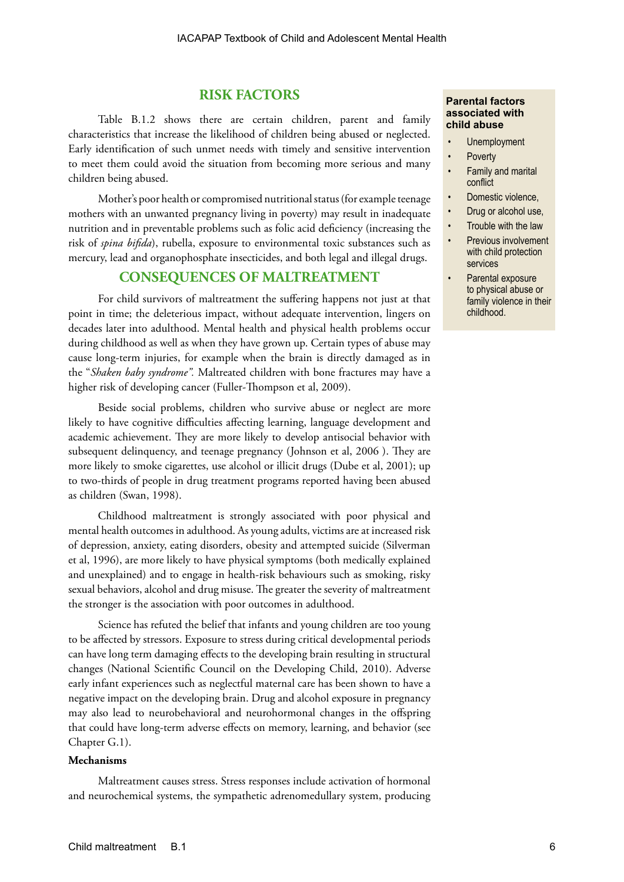## RISK FACTORS

Table B.1.2 shows there are certain children, parent and family characteristics that increase the likelihood of children being abused or neglected. Early identification of such unmet needs with timely and sensitive intervention to meet them could avoid the situation from becoming more serious and many children being abused.

Mother's poor health or compromised nutritional status (for example teenage mothers with an unwanted pregnancy living in poverty) may result in inadequate nutrition and in preventable problems such as folic acid deficiency (increasing the risk of *spina bifida*), rubella, exposure to environmental toxic substances such as mercury, lead and organophosphate insecticides, and both legal and illegal drugs.

**Parental factors associated with child abuse**

- Unemployment
- Poverty
- Family and marital conflict
- Domestic violence,
- Drug or alcohol use,
- Trouble with the law
- Previous involvement with child protection services
- Parental exposure to physical abuse or family violence in their childhood.

## CONSEQUENCES OF MALTREATMENT

For child survivors of maltreatment the suffering happens not just at that point in time; the deleterious impact, without adequate intervention, lingers on decades later into adulthood. Mental health and physical health problems occur during childhood as well as when they have grown up. Certain types of abuse may cause long-term injuries, for example when the brain is directly damaged as in the "*Shaken baby syndrome".* Maltreated children with bone fractures may have a higher risk of developing cancer (Fuller-Thompson et al, 2009).

Beside social problems, children who survive abuse or neglect are more likely to have cognitive difficulties affecting learning, language development and academic achievement. They are more likely to develop antisocial behavior with subsequent delinquency, and teenage pregnancy (Johnson et al, 2006 ). They are more likely to smoke cigarettes, use alcohol or illicit drugs (Dube et al, 2001); up to two-thirds of people in drug treatment programs reported having been abused as children (Swan, 1998).

Childhood maltreatment is strongly associated with poor physical and mental health outcomes in adulthood. As young adults, victims are at increased risk of depression, anxiety, eating disorders, obesity and attempted suicide (Silverman et al, 1996), are more likely to have physical symptoms (both medically explained and unexplained) and to engage in health-risk behaviours such as smoking, risky sexual behaviors, alcohol and drug misuse. The greater the severity of maltreatment the stronger is the association with poor outcomes in adulthood.

Science has refuted the belief that infants and young children are too young to be affected by stressors. Exposure to stress during critical developmental periods can have long term damaging effects to the developing brain resulting in structural changes (National Scientific Council on the Developing Child, 2010). Adverse early infant experiences such as neglectful maternal care has been shown to have a negative impact on the developing brain. Drug and alcohol exposure in pregnancy may also lead to neurobehavioral and neurohormonal changes in the offspring that could have long-term adverse effects on memory, learning, and behavior (see Chapter G.1).

**Mechanisms**

Maltreatment causes stress. Stress responses include activation of hormonal and neurochemical systems, the sympathetic adrenomedullary system, producing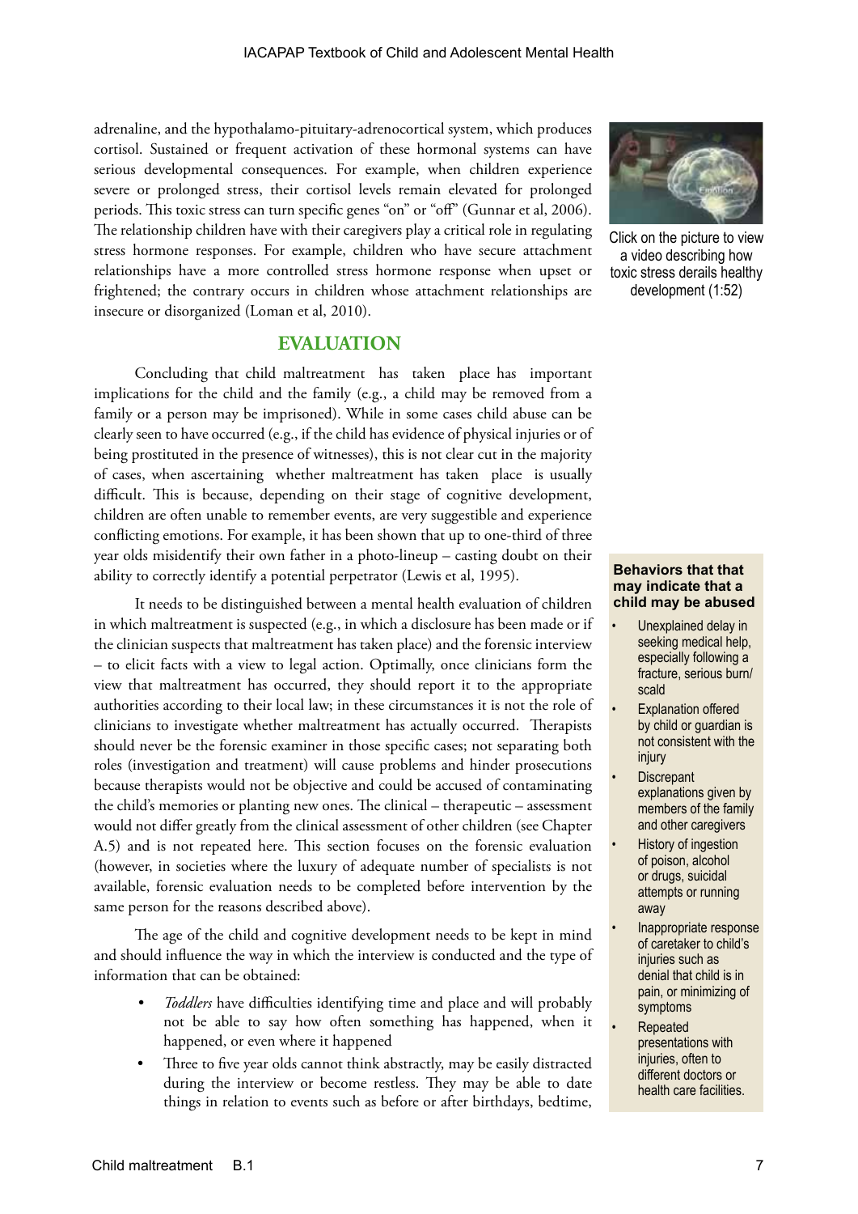adrenaline, and the hypothalamo-pituitary-adrenocortical system, which produces cortisol. Sustained or frequent activation of these hormonal systems can have serious developmental consequences. For example, when children experience severe or prolonged stress, their cortisol levels remain elevated for prolonged periods. This toxic stress can turn specific genes "on" or "off" (Gunnar et al, 2006). The relationship children have with their caregivers play a critical role in regulating stress hormone responses. For example, children who have secure attachment relationships have a more controlled stress hormone response when upset or frightened; the contrary occurs in children whose attachment relationships are insecure or disorganized (Loman et al, 2010).

Click on the picture to view a video describing how toxic stress derails healthy development (1:52)

## EVALUATION

Concluding that child maltreatment has taken place has important implications for the child and the family (e.g., a child may be removed from a family or a person may be imprisoned). While in some cases child abuse can be clearly seen to have occurred (e.g., if the child has evidence of physical injuries or of being prostituted in the presence of witnesses), this is not clear cut in the majority of cases, when ascertaining whether maltreatment has taken place is usually difficult. This is because, depending on their stage of cognitive development, children are often unable to remember events, are very suggestible and experience conflicting emotions. For example, it has been shown that up to one-third of three year olds misidentify their own father in a photo-lineup – casting doubt on their ability to correctly identify a potential perpetrator (Lewis et al, 1995).

It needs to be distinguished between a mental health evaluation of children in which maltreatment is suspected (e.g., in which a disclosure has been made or if the clinician suspects that maltreatment has taken place) and the forensic interview – to elicit facts with a view to legal action. Optimally, once clinicians form the view that maltreatment has occurred, they should report it to the appropriate authorities according to their local law; in these circumstances it is not the role of clinicians to investigate whether maltreatment has actually occurred. Therapists should never be the forensic examiner in those specific cases; not separating both roles (investigation and treatment) will cause problems and hinder prosecutions because therapists would not be objective and could be accused of contaminating the child's memories or planting new ones. The clinical – therapeutic – assessment would not differ greatly from the clinical assessment of other children (see Chapter A.5) and is not repeated here. This section focuses on the forensic evaluation (however, in societies where the luxury of adequate number of specialists is not available, forensic evaluation needs to be completed before intervention by the same person for the reasons described above).

The age of the child and cognitive development needs to be kept in mind and should influence the way in which the interview is conducted and the type of information that can be obtained:

- *Toddlers* have difficulties identifying time and place and will probably not be able to say how often something has happened, when it happened, or even where it happened
- Three to five year olds cannot think abstractly, may be easily distracted during the interview or become restless. They may be able to date things in relation to events such as before or after birthdays, bedtime,

**Behaviors that that may indicate that a child may be abused**

- Unexplained delay in seeking medical help, especially following a fracture, serious burn/ scald
- Explanation offered by child or guardian is not consistent with the injury
- Discrepant explanations given by members of the family and other caregivers
- History of ingestion of poison, alcohol or drugs, suicidal attempts or running away
- Inappropriate response of caretaker to child's injuries such as denial that child is in pain, or minimizing of symptoms
- Repeated presentations with injuries, often to different doctors or health care facilities.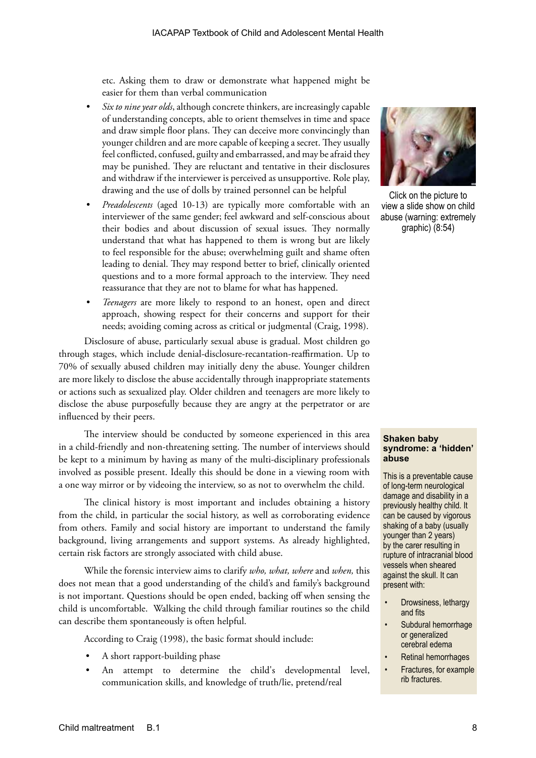etc. Asking them to draw or demonstrate what happened might be easier for them than verbal communication

- *Six to nine year olds*, although concrete thinkers, are increasingly capable of understanding concepts, able to orient themselves in time and space and draw simple floor plans. They can deceive more convincingly than younger children and are more capable of keeping a secret. They usually feel conflicted, confused, guilty and embarrassed, and may be afraid they may be punished. They are reluctant and tentative in their disclosures and withdraw if the interviewer is perceived as unsupportive. Role play, drawing and the use of dolls by trained personnel can be helpful
- *Preadolescents* (aged 10-13) are typically more comfortable with an interviewer of the same gender; feel awkward and self-conscious about their bodies and about discussion of sexual issues. They normally understand that what has happened to them is wrong but are likely to feel responsible for the abuse; overwhelming guilt and shame often leading to denial. They may respond better to brief, clinically oriented questions and to a more formal approach to the interview. They need reassurance that they are not to blame for what has happened.
- *Teenagers* are more likely to respond to an honest, open and direct approach, showing respect for their concerns and support for their needs; avoiding coming across as critical or judgmental (Craig, 1998).

Click on the picture to view a slide show on child abuse (warning: extremely graphic) (8:54)

Disclosure of abuse, particularly sexual abuse is gradual. Most children go through stages, which include denial-disclosure-recantation-reaffirmation. Up to 70% of sexually abused children may initially deny the abuse. Younger children are more likely to disclose the abuse accidentally through inappropriate statements or actions such as sexualized play. Older children and teenagers are more likely to disclose the abuse purposefully because they are angry at the perpetrator or are influenced by their peers.

The interview should be conducted by someone experienced in this area in a child-friendly and non-threatening setting. The number of interviews should be kept to a minimum by having as many of the multi-disciplinary professionals involved as possible present. Ideally this should be done in a viewing room with a one way mirror or by videoing the interview, so as not to overwhelm the child.

The clinical history is most important and includes obtaining a history from the child, in particular the social history, as well as corroborating evidence from others. Family and social history are important to understand the family background, living arrangements and support systems. As already highlighted, certain risk factors are strongly associated with child abuse.

While the forensic interview aims to clarify *who, what, where* and *when,* this does not mean that a good understanding of the child's and family's background is not important. Questions should be open ended, backing off when sensing the child is uncomfortable. Walking the child through familiar routines so the child can describe them spontaneously is often helpful.

According to Craig (1998), the basic format should include:

- A short rapport-building phase
- An attempt to determine the child's developmental level, communication skills, and knowledge of truth/lie, pretend/real

**Shaken baby syndrome: a 'hidden' abuse**

This is a preventable cause of long-term neurological damage and disability in a previously healthy child. It can be caused by vigorous shaking of a baby (usually younger than 2 years) by the carer resulting in rupture of intracranial blood vessels when sheared against the skull. It can present with:

- Drowsiness, lethargy and fits
- Subdural hemorrhage or generalized cerebral edema
- Retinal hemorrhages
- Fractures, for example rib fractures.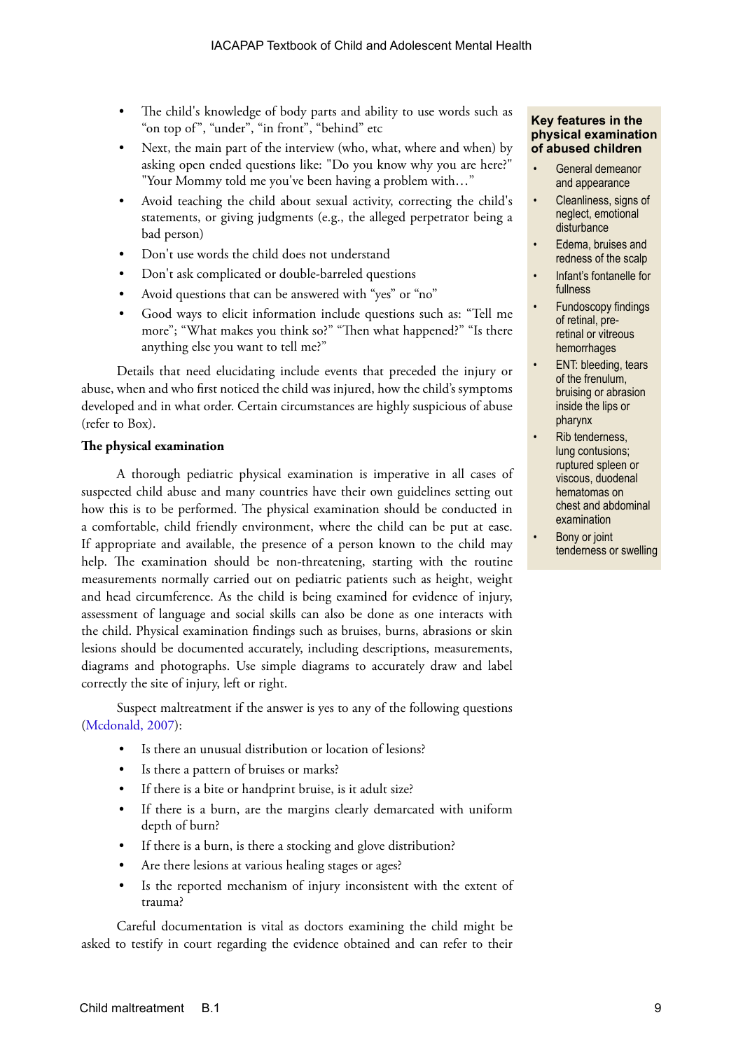- The child's knowledge of body parts and ability to use words such as "on top of", "under", "in front", "behind" etc
- Next, the main part of the interview (who, what, where and when) by asking open ended questions like: "Do you know why you are here?" "Your Mommy told me you've been having a problem with…"
- Avoid teaching the child about sexual activity, correcting the child's statements, or giving judgments (e.g., the alleged perpetrator being a bad person)
- Don't use words the child does not understand
- Don't ask complicated or double-barreled questions
- Avoid questions that can be answered with "yes" or "no"
- Good ways to elicit information include questions such as: "Tell me more"; "What makes you think so?" "Then what happened?" "Is there anything else you want to tell me?"

Details that need elucidating include events that preceded the injury or abuse, when and who first noticed the child was injured, how the child's symptoms developed and in what order. Certain circumstances are highly suspicious of abuse (refer to Box).

**The physical examination**

A thorough pediatric physical examination is imperative in all cases of suspected child abuse and many countries have their own guidelines setting out how this is to be performed. The physical examination should be conducted in a comfortable, child friendly environment, where the child can be put at ease. If appropriate and available, the presence of a person known to the child may help. The examination should be non-threatening, starting with the routine measurements normally carried out on pediatric patients such as height, weight and head circumference. As the child is being examined for evidence of injury, assessment of language and social skills can also be done as one interacts with the child. Physical examination findings such as bruises, burns, abrasions or skin lesions should be documented accurately, including descriptions, measurements, diagrams and photographs. Use simple diagrams to accurately draw and label correctly the site of injury, left or right.

Suspect maltreatment if the answer is yes to any of the following questions (Mcdonald, 2007):

- Is there an unusual distribution or location of lesions?
- Is there a pattern of bruises or marks?
- If there is a bite or handprint bruise, is it adult size?
- If there is a burn, are the margins clearly demarcated with uniform depth of burn?
- If there is a burn, is there a stocking and glove distribution?
- Are there lesions at various healing stages or ages?
- Is the reported mechanism of injury inconsistent with the extent of trauma?

Careful documentation is vital as doctors examining the child might be asked to testify in court regarding the evidence obtained and can refer to their

**Key features in the physical examination of abused children**

- General demeanor and appearance
- Cleanliness, signs of neglect, emotional disturbance
- Edema, bruises and redness of the scalp
- Infant's fontanelle for fullness
- Fundoscopy findings of retinal, pre-retinal or vitreous hemorrhages
- ENT: bleeding, tears of the frenulum, bruising or abrasion inside the lips or pharynx
- Rib tenderness, lung contusions; ruptured spleen or viscous, duodenal hematomas on chest and abdominal examination
- Bony or joint tenderness or swelling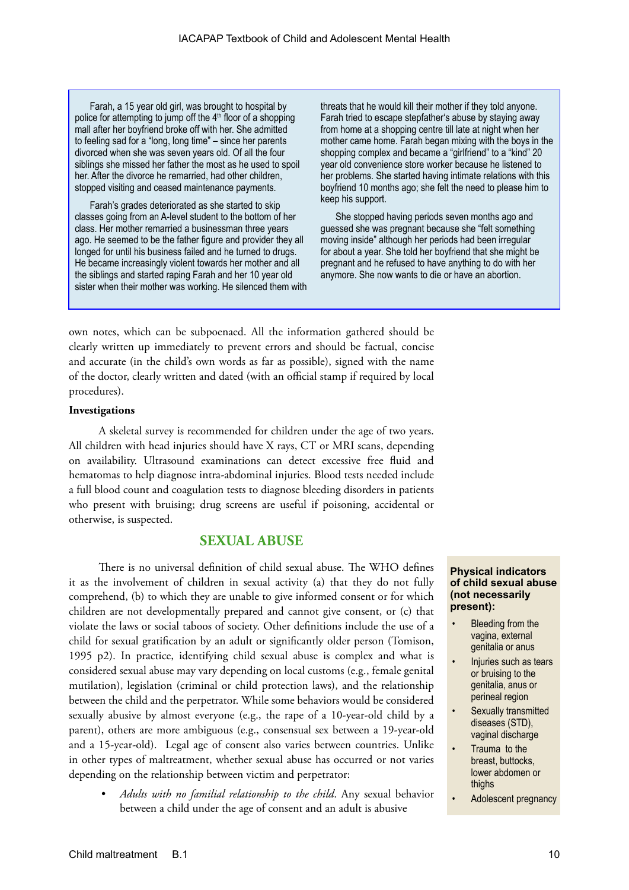Farah, a 15 year old girl, was brought to hospital by police for attempting to jump off the 4th floor of a shopping mall after her boyfriend broke off with her. She admitted to feeling sad for a "long, long time" – since her parents divorced when she was seven years old. Of all the four siblings she missed her father the most as he used to spoil her. After the divorce he remarried, had other children, stopped visiting and ceased maintenance payments.

Farah's grades deteriorated as she started to skip classes going from an A-level student to the bottom of her class. Her mother remarried a businessman three years ago. He seemed to be the father figure and provider they all longed for until his business failed and he turned to drugs. He became increasingly violent towards her mother and all the siblings and started raping Farah and her 10 year old sister when their mother was working. He silenced them with threats that he would kill their mother if they told anyone. Farah tried to escape stepfather's abuse by staying away from home at a shopping centre till late at night when her mother came home. Farah began mixing with the boys in the shopping complex and became a "girlfriend" to a "kind" 20 year old convenience store worker because he listened to her problems. She started having intimate relations with this boyfriend 10 months ago; she felt the need to please him to keep his support.

She stopped having periods seven months ago and guessed she was pregnant because she "felt something moving inside" although her periods had been irregular for about a year. She told her boyfriend that she might be pregnant and he refused to have anything to do with her anymore. She now wants to die or have an abortion.

own notes, which can be subpoenaed. All the information gathered should be clearly written up immediately to prevent errors and should be factual, concise and accurate (in the child's own words as far as possible), signed with the name of the doctor, clearly written and dated (with an official stamp if required by local procedures).

**Investigations**

A skeletal survey is recommended for children under the age of two years. All children with head injuries should have X rays, CT or MRI scans, depending on availability. Ultrasound examinations can detect excessive free fluid and hematomas to help diagnose intra-abdominal injuries. Blood tests needed include a full blood count and coagulation tests to diagnose bleeding disorders in patients who present with bruising; drug screens are useful if poisoning, accidental or otherwise, is suspected.

## SEXUAL ABUSE

There is no universal definition of child sexual abuse. The WHO defines it as the involvement of children in sexual activity (a) that they do not fully comprehend, (b) to which they are unable to give informed consent or for which children are not developmentally prepared and cannot give consent, or (c) that violate the laws or social taboos of society. Other definitions include the use of a child for sexual gratification by an adult or significantly older person (Tomison, 1995 p2). In practice, identifying child sexual abuse is complex and what is considered sexual abuse may vary depending on local customs (e.g., female genital mutilation), legislation (criminal or child protection laws), and the relationship between the child and the perpetrator. While some behaviors would be considered sexually abusive by almost everyone (e.g., the rape of a 10-year-old child by a parent), others are more ambiguous (e.g., consensual sex between a 19-year-old and a 15-year-old). Legal age of consent also varies between countries. Unlike in other types of maltreatment, whether sexual abuse has occurred or not varies depending on the relationship between victim and perpetrator:

- *Adults with no familial relationship to the child*. Any sexual behavior between a child under the age of consent and an adult is abusive

**Physical indicators of child sexual abuse (not necessarily present):**

- Bleeding from the vagina, external genitalia or anus
- Injuries such as tears or bruising to the genitalia, anus or perineal region
- Sexually transmitted diseases (STD), vaginal discharge
- Trauma to the breast, buttocks, lower abdomen or thighs
- Adolescent pregnancy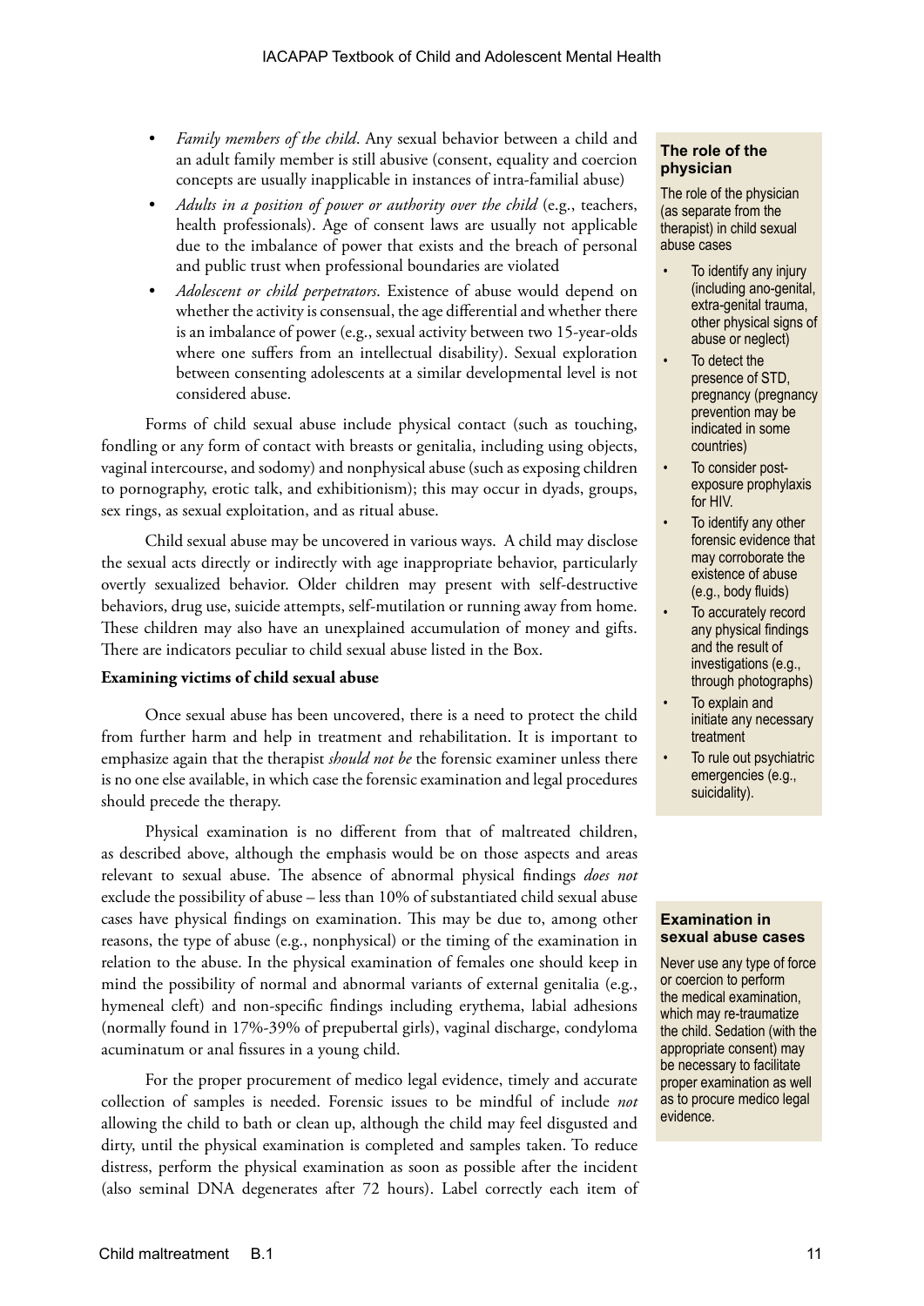- *Family members of the child*. Any sexual behavior between a child and an adult family member is still abusive (consent, equality and coercion concepts are usually inapplicable in instances of intra-familial abuse)
- *Adults in a position of power or authority over the child* (e.g., teachers, health professionals). Age of consent laws are usually not applicable due to the imbalance of power that exists and the breach of personal and public trust when professional boundaries are violated
- *Adolescent or child perpetrators*. Existence of abuse would depend on whether the activity is consensual, the age differential and whether there is an imbalance of power (e.g., sexual activity between two 15-year-olds where one suffers from an intellectual disability). Sexual exploration between consenting adolescents at a similar developmental level is not considered abuse.

Forms of child sexual abuse include physical contact (such as touching, fondling or any form of contact with breasts or genitalia, including using objects, vaginal intercourse, and sodomy) and nonphysical abuse (such as exposing children to pornography, erotic talk, and exhibitionism); this may occur in dyads, groups, sex rings, as sexual exploitation, and as ritual abuse.

Child sexual abuse may be uncovered in various ways. A child may disclose the sexual acts directly or indirectly with age inappropriate behavior, particularly overtly sexualized behavior. Older children may present with self-destructive behaviors, drug use, suicide attempts, self-mutilation or running away from home. These children may also have an unexplained accumulation of money and gifts. There are indicators peculiar to child sexual abuse listed in the Box.

**Examining victims of child sexual abuse**

Once sexual abuse has been uncovered, there is a need to protect the child from further harm and help in treatment and rehabilitation. It is important to emphasize again that the therapist *should not be* the forensic examiner unless there is no one else available, in which case the forensic examination and legal procedures should precede the therapy.

Physical examination is no different from that of maltreated children, as described above, although the emphasis would be on those aspects and areas relevant to sexual abuse. The absence of abnormal physical findings *does not* exclude the possibility of abuse – less than 10% of substantiated child sexual abuse cases have physical findings on examination. This may be due to, among other reasons, the type of abuse (e.g., nonphysical) or the timing of the examination in relation to the abuse. In the physical examination of females one should keep in mind the possibility of normal and abnormal variants of external genitalia (e.g., hymeneal cleft) and non-specific findings including erythema, labial adhesions (normally found in 17%-39% of prepubertal girls), vaginal discharge, condyloma acuminatum or anal fissures in a young child.

For the proper procurement of medico legal evidence, timely and accurate collection of samples is needed. Forensic issues to be mindful of include *not* allowing the child to bath or clean up, although the child may feel disgusted and dirty, until the physical examination is completed and samples taken. To reduce distress, perform the physical examination as soon as possible after the incident (also seminal DNA degenerates after 72 hours). Label correctly each item of

**The role of the physician**

The role of the physician (as separate from the therapist) in child sexual abuse cases

- To identify any injury (including ano-genital, extra-genital trauma, other physical signs of abuse or neglect)
- To detect the presence of STD, pregnancy (pregnancy prevention may be indicated in some countries)
- To consider post-exposure prophylaxis for HIV.
- To identify any other forensic evidence that may corroborate the existence of abuse (e.g., body fluids)
- To accurately record any physical findings and the result of investigations (e.g., through photographs)
- To explain and initiate any necessary treatment
- To rule out psychiatric emergencies (e.g., suicidality).

**Examination in sexual abuse cases**

Never use any type of force or coercion to perform the medical examination, which may re-traumatize the child. Sedation (with the appropriate consent) may be necessary to facilitate proper examination as well as to procure medico legal evidence.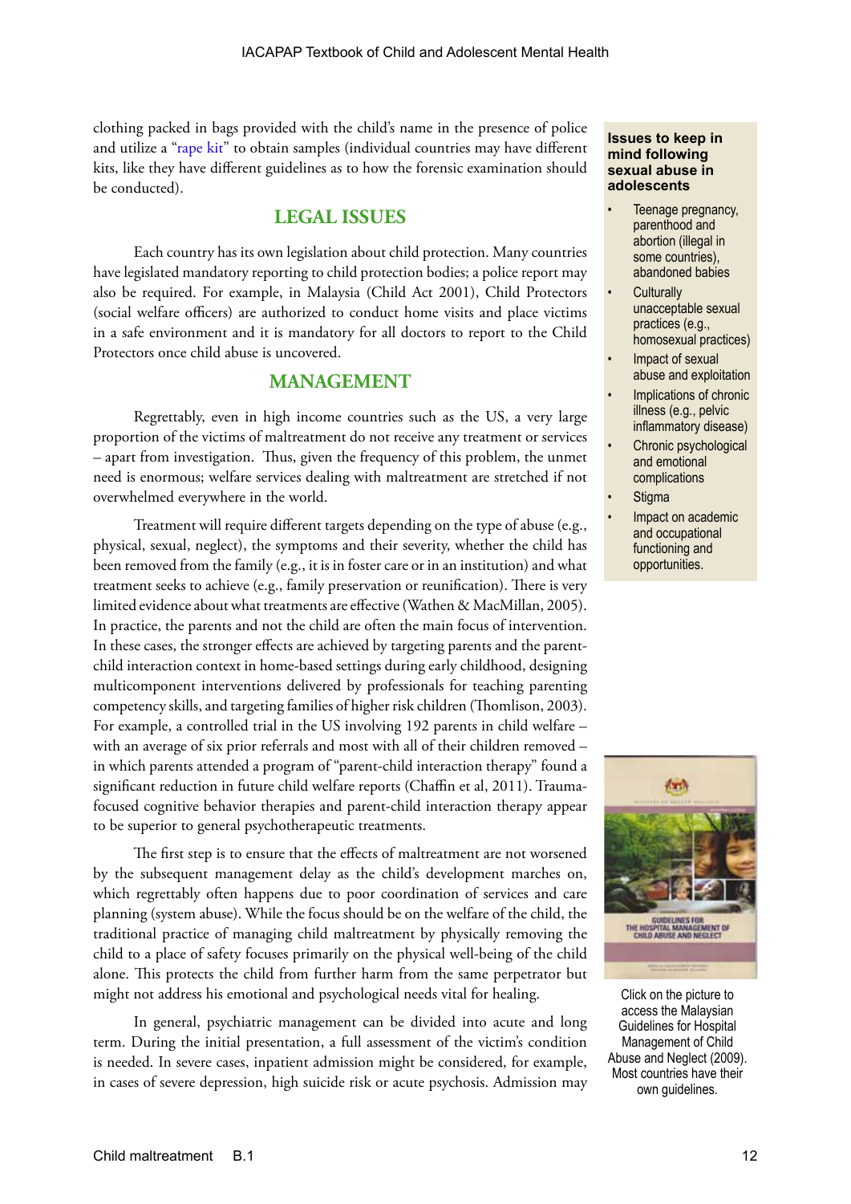clothing packed in bags provided with the child's name in the presence of police and utilize a "rape kit" to obtain samples (individual countries may have different kits, like they have different guidelines as to how the forensic examination should be conducted).

## LEGAL ISSUES

Each country has its own legislation about child protection. Many countries have legislated mandatory reporting to child protection bodies; a police report may also be required. For example, in Malaysia (Child Act 2001), Child Protectors (social welfare officers) are authorized to conduct home visits and place victims in a safe environment and it is mandatory for all doctors to report to the Child Protectors once child abuse is uncovered.

## MANAGEMENT

Regrettably, even in high income countries such as the US, a very large proportion of the victims of maltreatment do not receive any treatment or services – apart from investigation. Thus, given the frequency of this problem, the unmet need is enormous; welfare services dealing with maltreatment are stretched if not overwhelmed everywhere in the world.

Treatment will require different targets depending on the type of abuse (e.g., physical, sexual, neglect), the symptoms and their severity, whether the child has been removed from the family (e.g., it is in foster care or in an institution) and what treatment seeks to achieve (e.g., family preservation or reunification). There is very limited evidence about what treatments are effective (Wathen & MacMillan, 2005). In practice, the parents and not the child are often the main focus of intervention. In these cases, the stronger effects are achieved by targeting parents and the parent-child interaction context in home-based settings during early childhood, designing multicomponent interventions delivered by professionals for teaching parenting competency skills, and targeting families of higher risk children (Thomlison, 2003). For example, a controlled trial in the US involving 192 parents in child welfare – with an average of six prior referrals and most with all of their children removed – in which parents attended a program of "parent-child interaction therapy" found a significant reduction in future child welfare reports (Chaffin et al, 2011). Trauma-focused cognitive behavior therapies and parent-child interaction therapy appear to be superior to general psychotherapeutic treatments.

The first step is to ensure that the effects of maltreatment are not worsened by the subsequent management delay as the child's development marches on, which regrettably often happens due to poor coordination of services and care planning (system abuse). While the focus should be on the welfare of the child, the traditional practice of managing child maltreatment by physically removing the child to a place of safety focuses primarily on the physical well-being of the child alone. This protects the child from further harm from the same perpetrator but might not address his emotional and psychological needs vital for healing.

In general, psychiatric management can be divided into acute and long term. During the initial presentation, a full assessment of the victim's condition is needed. In severe cases, inpatient admission might be considered, for example, in cases of severe depression, high suicide risk or acute psychosis. Admission may

**Issues to keep in mind following sexual abuse in adolescents**

- Teenage pregnancy, parenthood and abortion (illegal in some countries), abandoned babies
- Culturally unacceptable sexual practices (e.g., homosexual practices)
- Impact of sexual abuse and exploitation
- Implications of chronic illness (e.g., pelvic inflammatory disease)
- Chronic psychological and emotional complications
- Stigma
- Impact on academic and occupational functioning and opportunities.

Click on the picture to access the Malaysian Guidelines for Hospital Management of Child Abuse and Neglect (2009). Most countries have their own guidelines.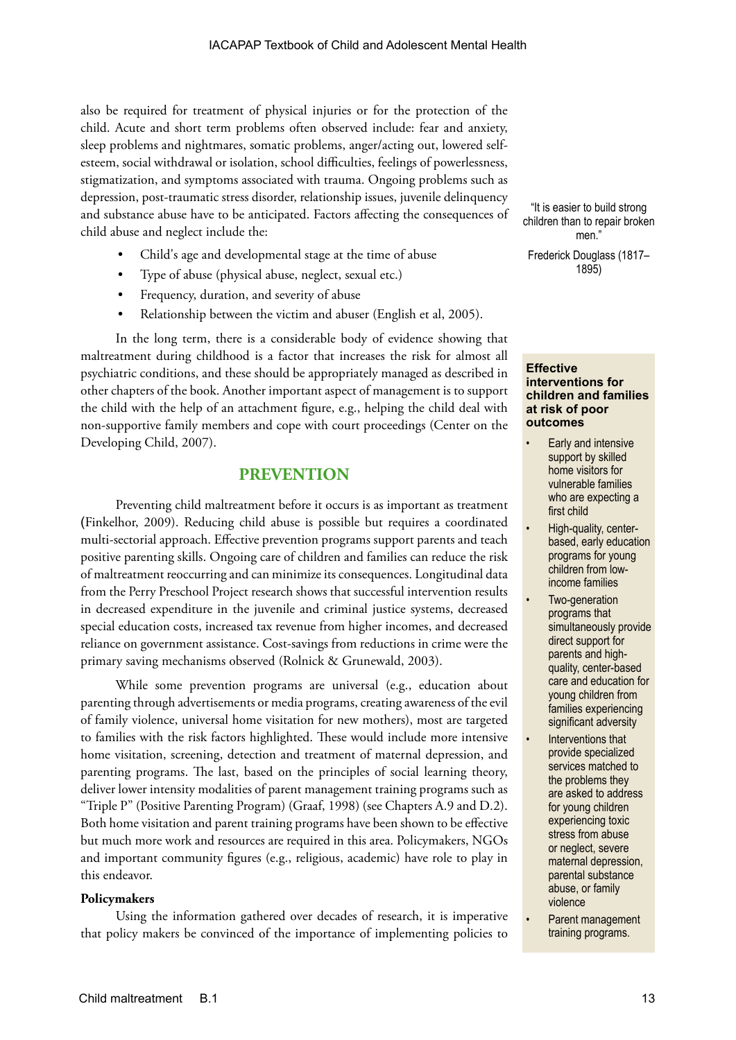also be required for treatment of physical injuries or for the protection of the child. Acute and short term problems often observed include: fear and anxiety, sleep problems and nightmares, somatic problems, anger/acting out, lowered self-esteem, social withdrawal or isolation, school difficulties, feelings of powerlessness, stigmatization, and symptoms associated with trauma. Ongoing problems such as depression, post-traumatic stress disorder, relationship issues, juvenile delinquency and substance abuse have to be anticipated. Factors affecting the consequences of child abuse and neglect include the:

- Child's age and developmental stage at the time of abuse
- Type of abuse (physical abuse, neglect, sexual etc.)
- Frequency, duration, and severity of abuse
- Relationship between the victim and abuser (English et al, 2005).

In the long term, there is a considerable body of evidence showing that maltreatment during childhood is a factor that increases the risk for almost all psychiatric conditions, and these should be appropriately managed as described in other chapters of the book. Another important aspect of management is to support the child with the help of an attachment figure, e.g., helping the child deal with non-supportive family members and cope with court proceedings (Center on the Developing Child, 2007).

"It is easier to build strong children than to repair broken men."

Frederick Douglass (1817–1895)

## PREVENTION

Preventing child maltreatment before it occurs is as important as treatment (Finkelhor, 2009). Reducing child abuse is possible but requires a coordinated multi-sectorial approach. Effective prevention programs support parents and teach positive parenting skills. Ongoing care of children and families can reduce the risk of maltreatment reoccurring and can minimize its consequences. Longitudinal data from the Perry Preschool Project research shows that successful intervention results in decreased expenditure in the juvenile and criminal justice systems, decreased special education costs, increased tax revenue from higher incomes, and decreased reliance on government assistance. Cost-savings from reductions in crime were the primary saving mechanisms observed (Rolnick & Grunewald, 2003).

While some prevention programs are universal (e.g., education about parenting through advertisements or media programs, creating awareness of the evil of family violence, universal home visitation for new mothers), most are targeted to families with the risk factors highlighted. These would include more intensive home visitation, screening, detection and treatment of maternal depression, and parenting programs. The last, based on the principles of social learning theory, deliver lower intensity modalities of parent management training programs such as "Triple P" (Positive Parenting Program) (Graaf, 1998) (see Chapters A.9 and D.2). Both home visitation and parent training programs have been shown to be effective but much more work and resources are required in this area. Policymakers, NGOs and important community figures (e.g., religious, academic) have role to play in this endeavor.

**Effective interventions for children and families at risk of poor outcomes**

- Early and intensive support by skilled home visitors for vulnerable families who are expecting a first child
- High-quality, center-based, early education programs for young children from low-income families
- Two-generation programs that simultaneously provide direct support for parents and high-quality, center-based care and education for young children from families experiencing significant adversity
- Interventions that provide specialized services matched to the problems they are asked to address for young children experiencing toxic stress from abuse or neglect, severe maternal depression, parental substance abuse, or family violence
- Parent management training programs.

**Policymakers**

Using the information gathered over decades of research, it is imperative that policy makers be convinced of the importance of implementing policies to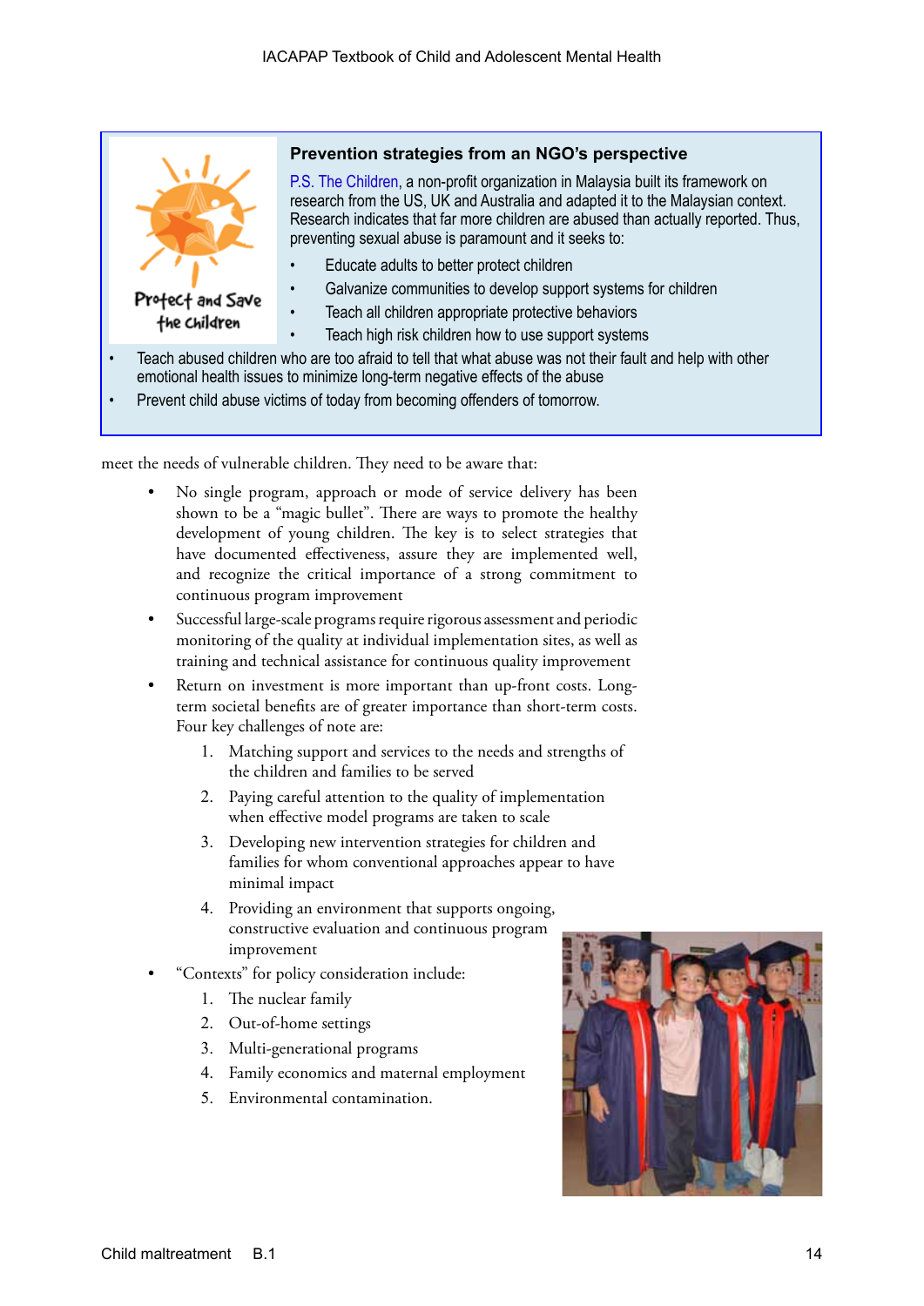### Prevention strategies from an NGO's perspective

P.S. The Children, a non-profit organization in Malaysia built its framework on research from the US, UK and Australia and adapted it to the Malaysian context. Research indicates that far more children are abused than actually reported. Thus, preventing sexual abuse is paramount and it seeks to:

- Educate adults to better protect children
- Galvanize communities to develop support systems for children
- Teach all children appropriate protective behaviors
- Teach high risk children how to use support systems
- Teach abused children who are too afraid to tell that what abuse was not their fault and help with other emotional health issues to minimize long-term negative effects of the abuse
- Prevent child abuse victims of today from becoming offenders of tomorrow.

meet the needs of vulnerable children. They need to be aware that:

- No single program, approach or mode of service delivery has been shown to be a "magic bullet". There are ways to promote the healthy development of young children. The key is to select strategies that have documented effectiveness, assure they are implemented well, and recognize the critical importance of a strong commitment to continuous program improvement
- Successful large-scale programs require rigorous assessment and periodic monitoring of the quality at individual implementation sites, as well as training and technical assistance for continuous quality improvement
- Return on investment is more important than up-front costs. Long-term societal benefits are of greater importance than short-term costs. Four key challenges of note are:
  1. Matching support and services to the needs and strengths of the children and families to be served
  2. Paying careful attention to the quality of implementation when effective model programs are taken to scale
  3. Developing new intervention strategies for children and families for whom conventional approaches appear to have minimal impact
  4. Providing an environment that supports ongoing, constructive evaluation and continuous program improvement
- "Contexts" for policy consideration include:
  1. The nuclear family
  2. Out-of-home settings
  3. Multi-generational programs
  4. Family economics and maternal employment
  5. Environmental contamination.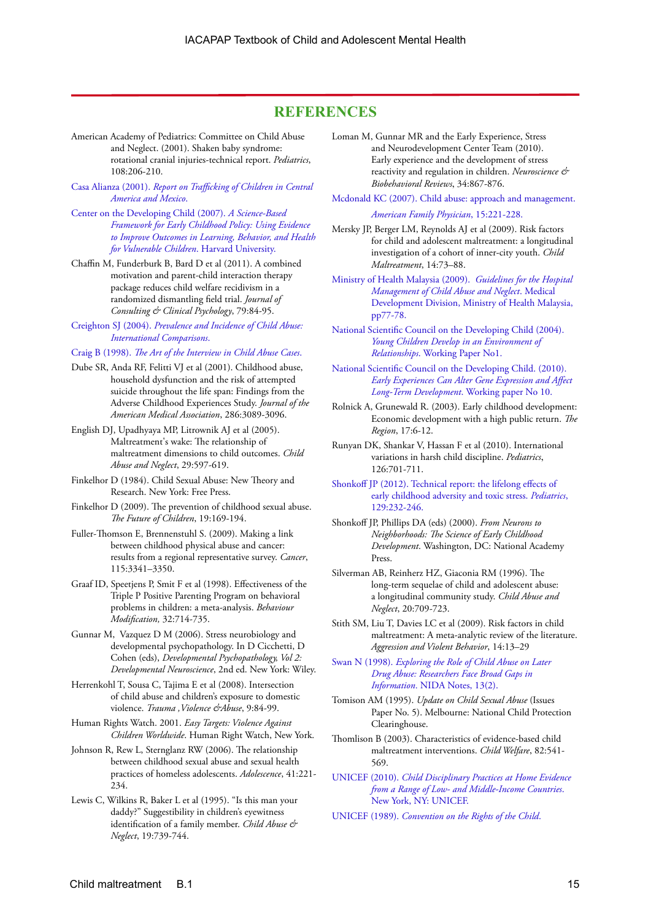## REFERENCES

American Academy of Pediatrics: Committee on Child Abuse and Neglect. (2001). Shaken baby syndrome: rotational cranial injuries-technical report. *Pediatrics*, 108:206-210.

Casa Alianza (2001). *Report on Trafficking of Children in Central America and Mexico*.

Center on the Developing Child (2007). *A Science-Based Framework for Early Childhood Policy: Using Evidence to Improve Outcomes in Learning, Behavior, and Health for Vulnerable Children*. Harvard University.

Chaffin M, Funderburk B, Bard D et al (2011). A combined motivation and parent-child interaction therapy package reduces child welfare recidivism in a randomized dismantling field trial. *Journal of Consulting & Clinical Psychology*, 79:84-95.

Creighton SJ (2004). *Prevalence and Incidence of Child Abuse: International Comparisons*.

Craig B (1998). *The Art of the Interview in Child Abuse Cases*.

Dube SR, Anda RF, Felitti VJ et al (2001). Childhood abuse, household dysfunction and the risk of attempted suicide throughout the life span: Findings from the Adverse Childhood Experiences Study. *Journal of the American Medical Association*, 286:3089-3096.

English DJ, Upadhyaya MP, Litrownik AJ et al (2005). Maltreatment's wake: The relationship of maltreatment dimensions to child outcomes. *Child Abuse and Neglect*, 29:597-619.

Finkelhor D (1984). Child Sexual Abuse: New Theory and Research. New York: Free Press.

Finkelhor D (2009). The prevention of childhood sexual abuse. *The Future of Children*, 19:169-194.

Fuller-Thomson E, Brennenstuhl S. (2009). Making a link between childhood physical abuse and cancer: results from a regional representative survey. *Cancer*, 115:3341–3350.

Graaf ID, Speetjens P, Smit F et al (1998). Effectiveness of the Triple P Positive Parenting Program on behavioral problems in children: a meta-analysis. *Behaviour Modification,* 32:714-735.

Gunnar M, Vazquez D M (2006). Stress neurobiology and developmental psychopathology. In D Cicchetti, D Cohen (eds), *Developmental Psychopathology, Vol 2: Developmental Neuroscience*, 2nd ed. New York: Wiley.

Herrenkohl T, Sousa C, Tajima E et al (2008). Intersection of child abuse and children's exposure to domestic violence. *Trauma ,Violence &Abuse*, 9:84-99.

Human Rights Watch. 2001. *Easy Targets: Violence Against Children Worldwide*. Human Right Watch, New York.

Johnson R, Rew L, Sternglanz RW (2006). The relationship between childhood sexual abuse and sexual health practices of homeless adolescents. *Adolescence*, 41:221-234.

Lewis C, Wilkins R, Baker L et al (1995). "Is this man your daddy?" Suggestibility in children's eyewitness identification of a family member. *Child Abuse & Neglect*, 19:739-744.

Loman M, Gunnar MR and the Early Experience, Stress and Neurodevelopment Center Team (2010). Early experience and the development of stress reactivity and regulation in children. *Neuroscience & Biobehavioral Reviews*, 34:867-876.

Mcdonald KC (2007). Child abuse: approach and management. *American Family Physician*, 15:221-228.

Mersky JP, Berger LM, Reynolds AJ et al (2009). Risk factors for child and adolescent maltreatment: a longitudinal investigation of a cohort of inner-city youth. *Child Maltreatment*, 14:73–88.

Ministry of Health Malaysia (2009). *Guidelines for the Hospital Management of Child Abuse and Neglect*. Medical Development Division, Ministry of Health Malaysia, pp77-78.

National Scientific Council on the Developing Child (2004). *Young Children Develop in an Environment of Relationships*. Working Paper No1.

National Scientific Council on the Developing Child. (2010). *Early Experiences Can Alter Gene Expression and Affect Long-Term Development*. Working paper No 10.

Rolnick A, Grunewald R. (2003). Early childhood development: Economic development with a high public return. *The Region*, 17:6-12.

Runyan DK, Shankar V, Hassan F et al (2010). International variations in harsh child discipline. *Pediatrics*, 126:701-711.

Shonkoff JP (2012). Technical report: the lifelong effects of early childhood adversity and toxic stress. *Pediatrics*, 129:232-246.

Shonkoff JP, Phillips DA (eds) (2000). *From Neurons to Neighborhoods: The Science of Early Childhood Development*. Washington, DC: National Academy Press.

Silverman AB, Reinherz HZ, Giaconia RM (1996). The long-term sequelae of child and adolescent abuse: a longitudinal community study. *Child Abuse and Neglect*, 20:709-723.

Stith SM, Liu T, Davies LC et al (2009). Risk factors in child maltreatment: A meta-analytic review of the literature. *Aggression and Violent Behavior*, 14:13–29

Swan N (1998). *Exploring the Role of Child Abuse on Later Drug Abuse: Researchers Face Broad Gaps in Information*. NIDA Notes, 13(2).

Tomison AM (1995). *Update on Child Sexual Abuse* (Issues Paper No. 5). Melbourne: National Child Protection Clearinghouse.

Thomlison B (2003). Characteristics of evidence-based child maltreatment interventions. *Child Welfare*, 82:541-569.

UNICEF (2010). *Child Disciplinary Practices at Home Evidence from a Range of Low- and Middle-Income Countries*. New York, NY: UNICEF.

UNICEF (1989). *Convention on the Rights of the Child*.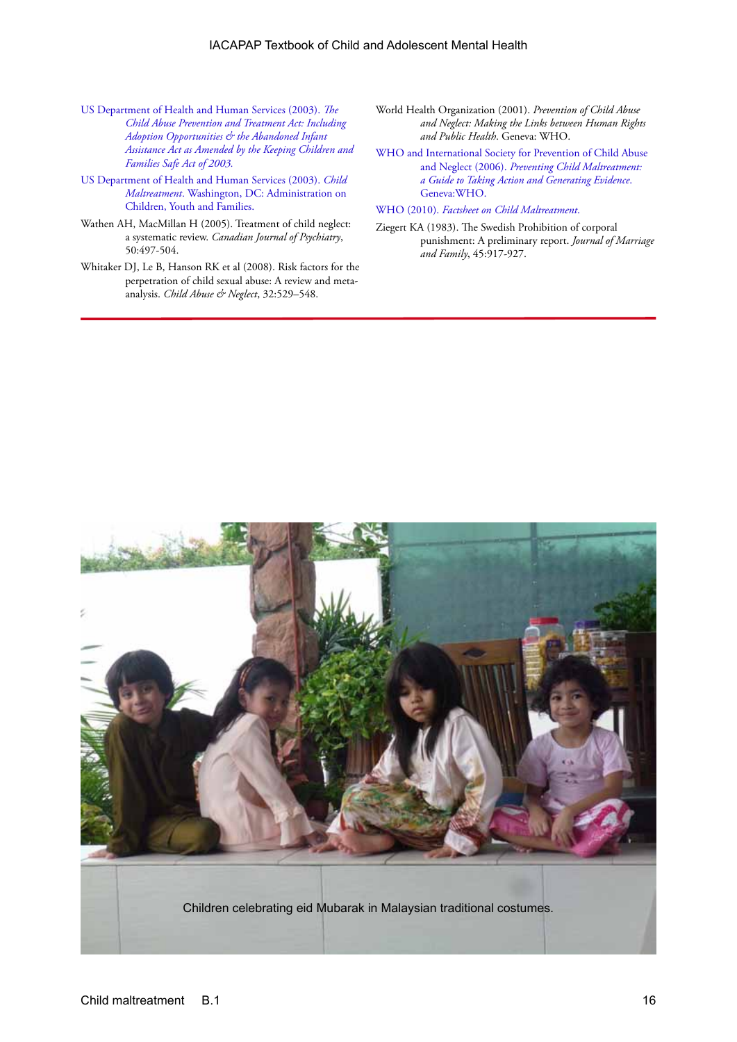US Department of Health and Human Services (2003). *The Child Abuse Prevention and Treatment Act: Including Adoption Opportunities & the Abandoned Infant Assistance Act as Amended by the Keeping Children and Families Safe Act of 2003.*

US Department of Health and Human Services (2003). *Child Maltreatment*. Washington, DC: Administration on Children, Youth and Families.

Wathen AH, MacMillan H (2005). Treatment of child neglect: a systematic review. *Canadian Journal of Psychiatry*, 50:497-504.

Whitaker DJ, Le B, Hanson RK et al (2008). Risk factors for the perpetration of child sexual abuse: A review and meta-analysis. *Child Abuse & Neglect*, 32:529–548.

World Health Organization (2001). *Prevention of Child Abuse and Neglect: Making the Links between Human Rights and Public Health*. Geneva: WHO.

WHO and International Society for Prevention of Child Abuse and Neglect (2006). *Preventing Child Maltreatment: a Guide to Taking Action and Generating Evidence.* Geneva:WHO.

WHO (2010). *Factsheet on Child Maltreatment.*

Ziegert KA (1983). The Swedish Prohibition of corporal punishment: A preliminary report. *Journal of Marriage and Family*, 45:917-927.

Children celebrating eid Mubarak in Malaysian traditional costumes.